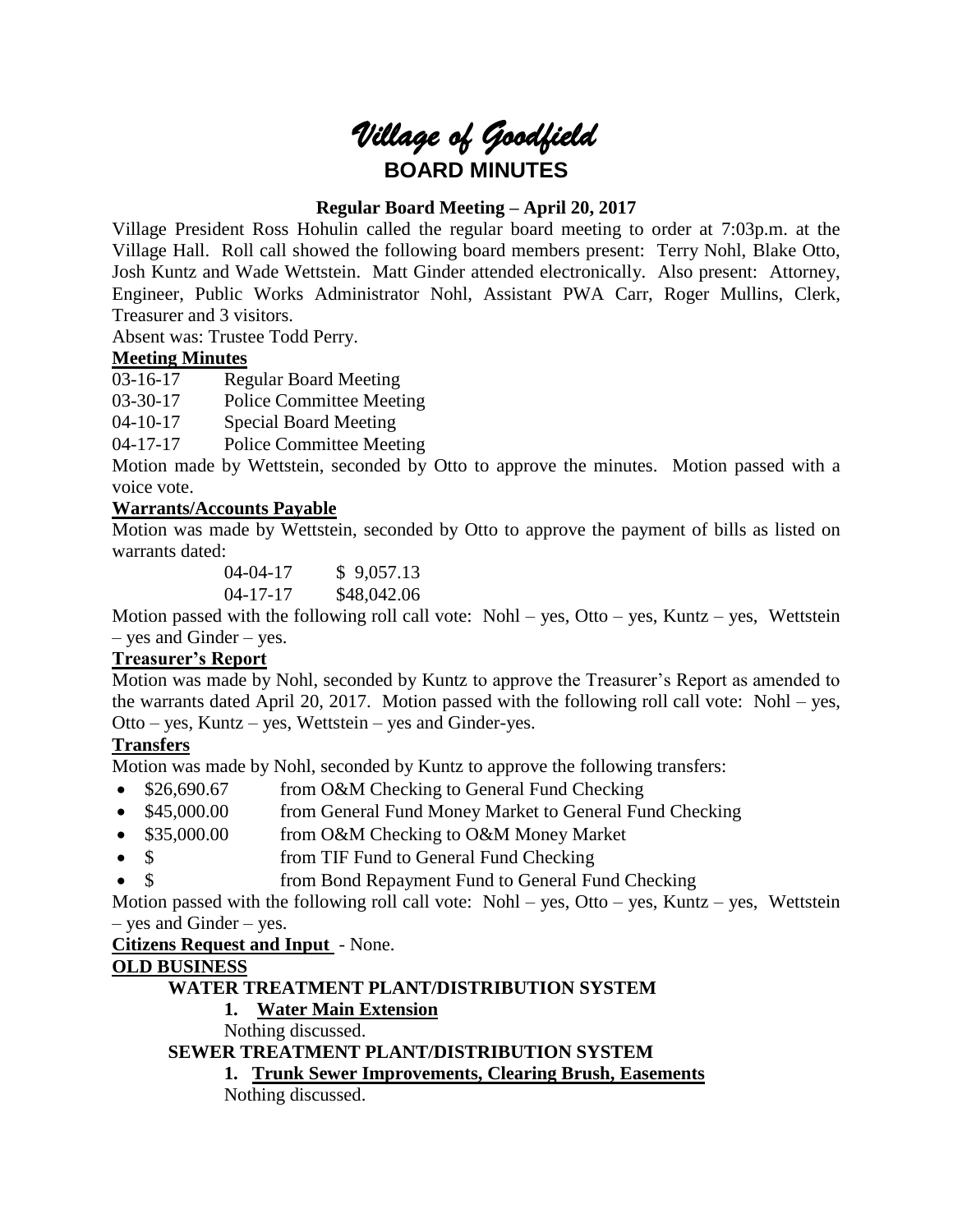# *Village of Goodfield*

## BOARD MINUTES

### Regular Board Meeting – April 20, 2017

Village President Ross Hohulin called the regular board meeting to order at 7:03p.m. at the Village Hall. Roll call showed the following board members present: Terry Nohl, Blake Otto, Josh Kuntz and Wade Wettstein. Matt Ginder attended electronically. Also present: Attorney, Engineer, Public Works Administrator Nohl, Assistant PWA Carr, Roger Mullins, Clerk, Treasurer and 3 visitors.

Absent was: Trustee Todd Perry.

**Meeting Minutes**

03-16-17 Regular Board Meeting
03-30-17 Police Committee Meeting
04-10-17 Special Board Meeting
04-17-17 Police Committee Meeting

Motion made by Wettstein, seconded by Otto to approve the minutes. Motion passed with a voice vote.

**Warrants/Accounts Payable**

Motion was made by Wettstein, seconded by Otto to approve the payment of bills as listed on warrants dated:

04-04-17 $ 9,057.13
04-17-17 $48,042.06

Motion passed with the following roll call vote: Nohl – yes, Otto – yes, Kuntz – yes, Wettstein – yes and Ginder – yes.

**Treasurer's Report**

Motion was made by Nohl, seconded by Kuntz to approve the Treasurer's Report as amended to the warrants dated April 20, 2017. Motion passed with the following roll call vote: Nohl – yes, Otto – yes, Kuntz – yes, Wettstein – yes and Ginder-yes.

**Transfers**

Motion was made by Nohl, seconded by Kuntz to approve the following transfers:

- $26,690.67 from O&M Checking to General Fund Checking
- $45,000.00 from General Fund Money Market to General Fund Checking
- $35,000.00 from O&M Checking to O&M Money Market
- $ from TIF Fund to General Fund Checking
- $ from Bond Repayment Fund to General Fund Checking

Motion passed with the following roll call vote: Nohl – yes, Otto – yes, Kuntz – yes, Wettstein – yes and Ginder – yes.

**Citizens Request and Input** - None.

**OLD BUSINESS**

**WATER TREATMENT PLANT/DISTRIBUTION SYSTEM**

1. **Water Main Extension**

Nothing discussed.

**SEWER TREATMENT PLANT/DISTRIBUTION SYSTEM**

1. **Trunk Sewer Improvements, Clearing Brush, Easements**

Nothing discussed.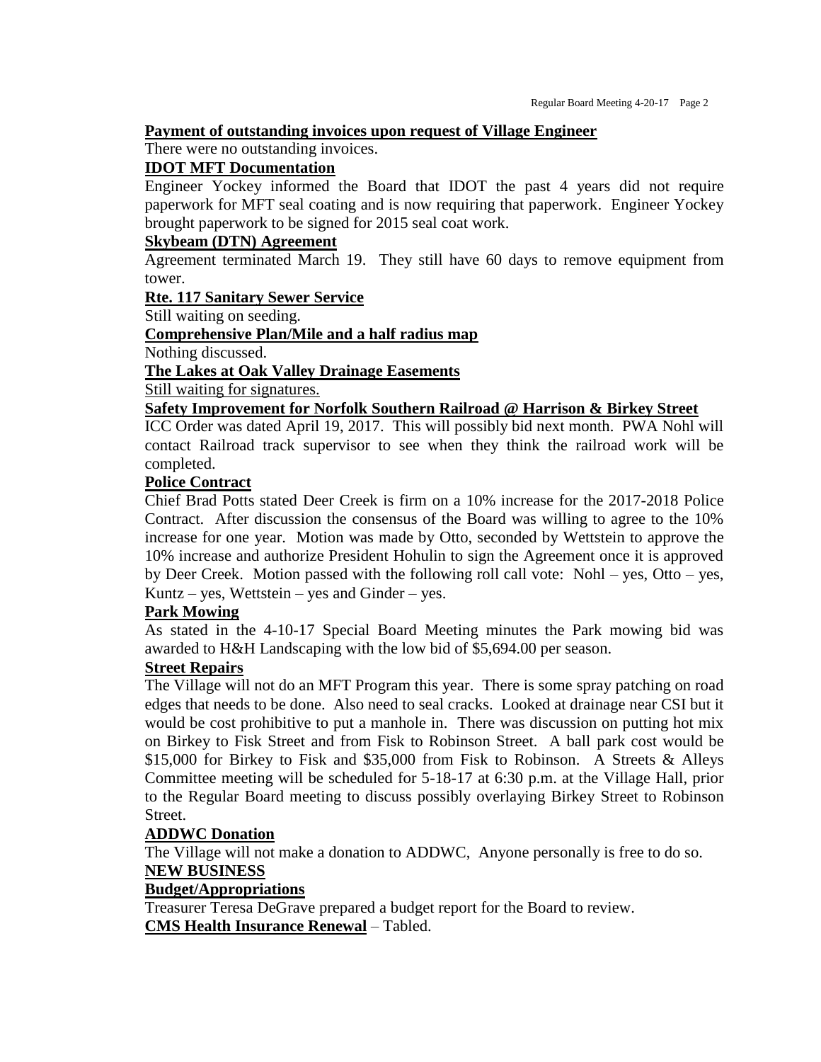**Payment of outstanding invoices upon request of Village Engineer**

There were no outstanding invoices.

**IDOT MFT Documentation**

Engineer Yockey informed the Board that IDOT the past 4 years did not require paperwork for MFT seal coating and is now requiring that paperwork. Engineer Yockey brought paperwork to be signed for 2015 seal coat work.

**Skybeam (DTN) Agreement**

Agreement terminated March 19. They still have 60 days to remove equipment from tower.

**Rte. 117 Sanitary Sewer Service**

Still waiting on seeding.

**Comprehensive Plan/Mile and a half radius map**

Nothing discussed.

**The Lakes at Oak Valley Drainage Easements**

Still waiting for signatures.

**Safety Improvement for Norfolk Southern Railroad @ Harrison & Birkey Street**

ICC Order was dated April 19, 2017. This will possibly bid next month. PWA Nohl will contact Railroad track supervisor to see when they think the railroad work will be completed.

**Police Contract**

Chief Brad Potts stated Deer Creek is firm on a 10% increase for the 2017-2018 Police Contract. After discussion the consensus of the Board was willing to agree to the 10% increase for one year. Motion was made by Otto, seconded by Wettstein to approve the 10% increase and authorize President Hohulin to sign the Agreement once it is approved by Deer Creek. Motion passed with the following roll call vote: Nohl – yes, Otto – yes, Kuntz – yes, Wettstein – yes and Ginder – yes.

**Park Mowing**

As stated in the 4-10-17 Special Board Meeting minutes the Park mowing bid was awarded to H&H Landscaping with the low bid of $5,694.00 per season.

**Street Repairs**

The Village will not do an MFT Program this year. There is some spray patching on road edges that needs to be done. Also need to seal cracks. Looked at drainage near CSI but it would be cost prohibitive to put a manhole in. There was discussion on putting hot mix on Birkey to Fisk Street and from Fisk to Robinson Street. A ball park cost would be $15,000 for Birkey to Fisk and $35,000 from Fisk to Robinson. A Streets & Alleys Committee meeting will be scheduled for 5-18-17 at 6:30 p.m. at the Village Hall, prior to the Regular Board meeting to discuss possibly overlaying Birkey Street to Robinson Street.

**ADDWC Donation**

The Village will not make a donation to ADDWC, Anyone personally is free to do so.

**NEW BUSINESS**

**Budget/Appropriations**

Treasurer Teresa DeGrave prepared a budget report for the Board to review.

**CMS Health Insurance Renewal** – Tabled.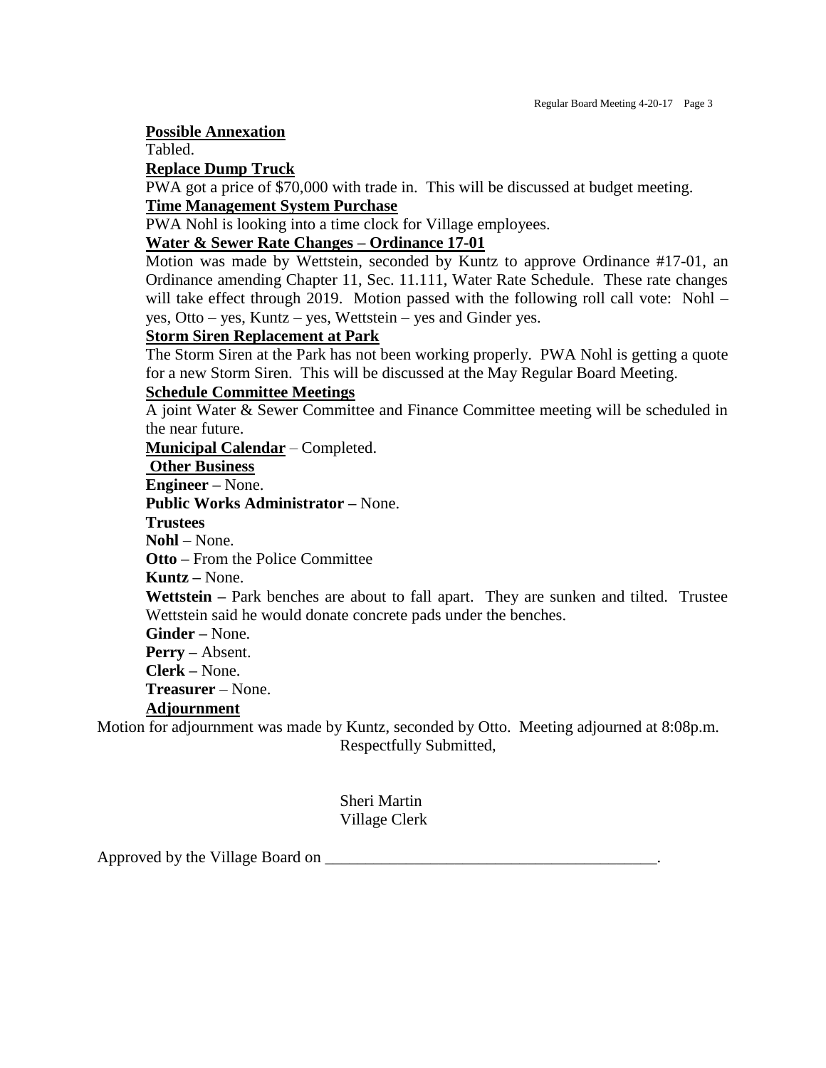**Possible Annexation**

Tabled.

**Replace Dump Truck**

PWA got a price of $70,000 with trade in. This will be discussed at budget meeting.

**Time Management System Purchase**

PWA Nohl is looking into a time clock for Village employees.

**Water & Sewer Rate Changes – Ordinance 17-01**

Motion was made by Wettstein, seconded by Kuntz to approve Ordinance #17-01, an Ordinance amending Chapter 11, Sec. 11.111, Water Rate Schedule. These rate changes will take effect through 2019. Motion passed with the following roll call vote: Nohl – yes, Otto – yes, Kuntz – yes, Wettstein – yes and Ginder yes.

**Storm Siren Replacement at Park**

The Storm Siren at the Park has not been working properly. PWA Nohl is getting a quote for a new Storm Siren. This will be discussed at the May Regular Board Meeting.

**Schedule Committee Meetings**

A joint Water & Sewer Committee and Finance Committee meeting will be scheduled in the near future.

**Municipal Calendar** – Completed.

**Other Business**

**Engineer –** None.

**Public Works Administrator –** None.

**Trustees**

**Nohl** – None.

**Otto –** From the Police Committee

**Kuntz –** None.

**Wettstein –** Park benches are about to fall apart. They are sunken and tilted. Trustee Wettstein said he would donate concrete pads under the benches.

**Ginder –** None.

**Perry –** Absent.

**Clerk –** None.

**Treasurer** – None.

**Adjournment**

Motion for adjournment was made by Kuntz, seconded by Otto. Meeting adjourned at 8:08p.m.

Respectfully Submitted,

Sheri Martin
Village Clerk

Approved by the Village Board on \_\_\_\_\_\_\_\_\_\_\_\_\_\_\_\_\_\_\_\_\_\_\_\_\_\_\_\_\_\_\_\_\_\_\_\_\_\_\_\_\_.